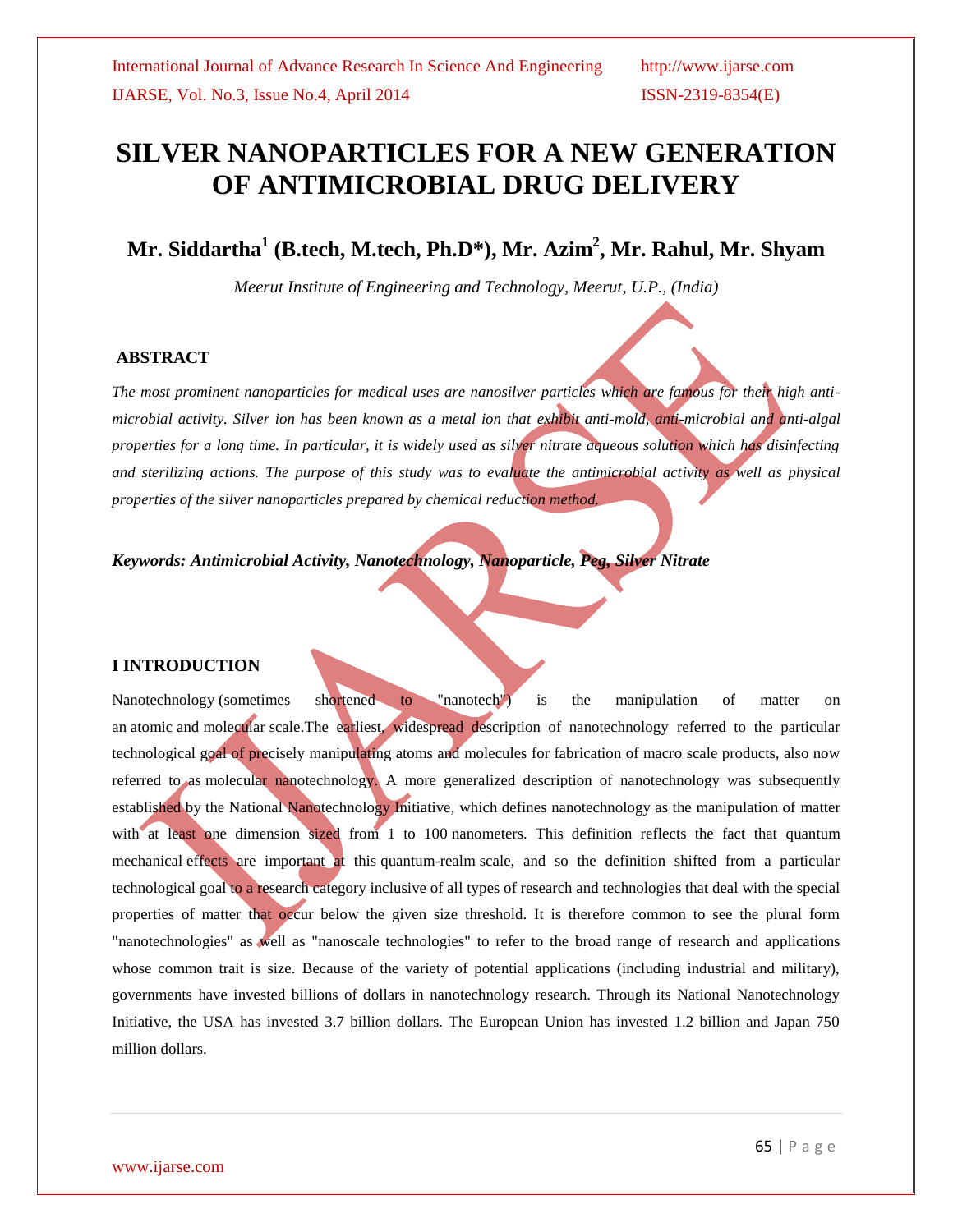# SILVER NANOPARTICLES FOR A NEW GENERATION OF ANTIMICROBIAL DRUG DELIVERY

**Mr. Siddartha[1] (B.tech, M.tech, Ph.D*), Mr. Azim[2], Mr. Rahul, Mr. Shyam**

*Meerut Institute of Engineering and Technology, Meerut, U.P., (India)*

## ABSTRACT

*The most prominent nanoparticles for medical uses are nanosilver particles which are famous for their high anti-microbial activity. Silver ion has been known as a metal ion that exhibit anti-mold, anti-microbial and anti-algal properties for a long time. In particular, it is widely used as silver nitrate aqueous solution which has disinfecting and sterilizing actions. The purpose of this study was to evaluate the antimicrobial activity as well as physical properties of the silver nanoparticles prepared by chemical reduction method.*

***Keywords: Antimicrobial Activity, Nanotechnology, Nanoparticle, Peg, Silver Nitrate***

## I INTRODUCTION

Nanotechnology (sometimes shortened to "nanotech") is the manipulation of matter on an atomic and molecular scale.The earliest, widespread description of nanotechnology referred to the particular technological goal of precisely manipulating atoms and molecules for fabrication of macro scale products, also now referred to as molecular nanotechnology. A more generalized description of nanotechnology was subsequently established by the National Nanotechnology Initiative, which defines nanotechnology as the manipulation of matter with at least one dimension sized from 1 to 100 nanometers. This definition reflects the fact that quantum mechanical effects are important at this quantum-realm scale, and so the definition shifted from a particular technological goal to a research category inclusive of all types of research and technologies that deal with the special properties of matter that occur below the given size threshold. It is therefore common to see the plural form "nanotechnologies" as well as "nanoscale technologies" to refer to the broad range of research and applications whose common trait is size. Because of the variety of potential applications (including industrial and military), governments have invested billions of dollars in nanotechnology research. Through its National Nanotechnology Initiative, the USA has invested 3.7 billion dollars. The European Union has invested 1.2 billion and Japan 750 million dollars.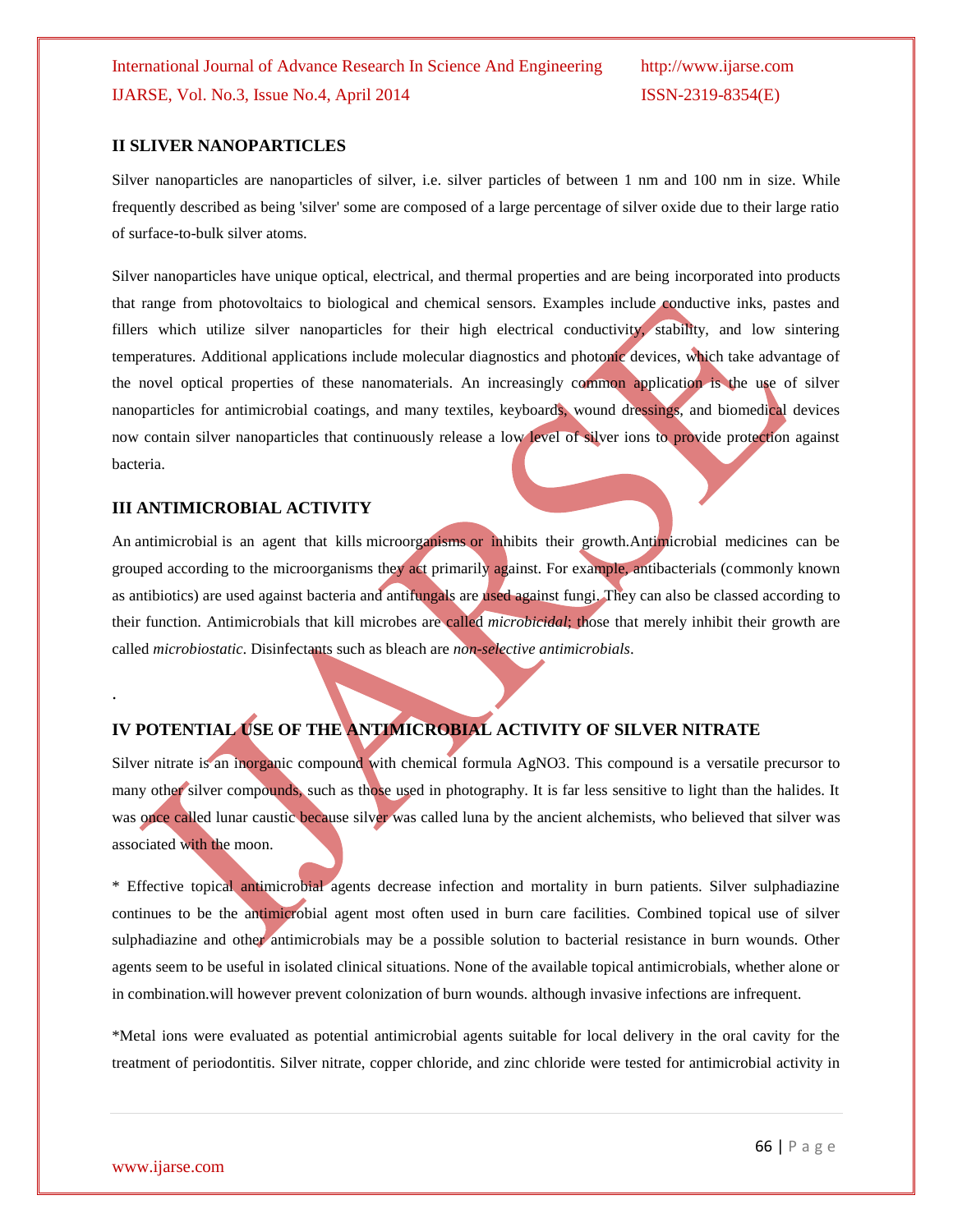## II SLIVER NANOPARTICLES

Silver nanoparticles are nanoparticles of silver, i.e. silver particles of between 1 nm and 100 nm in size. While frequently described as being 'silver' some are composed of a large percentage of silver oxide due to their large ratio of surface-to-bulk silver atoms.

Silver nanoparticles have unique optical, electrical, and thermal properties and are being incorporated into products that range from photovoltaics to biological and chemical sensors. Examples include conductive inks, pastes and fillers which utilize silver nanoparticles for their high electrical conductivity, stability, and low sintering temperatures. Additional applications include molecular diagnostics and photonic devices, which take advantage of the novel optical properties of these nanomaterials. An increasingly common application is the use of silver nanoparticles for antimicrobial coatings, and many textiles, keyboards, wound dressings, and biomedical devices now contain silver nanoparticles that continuously release a low level of silver ions to provide protection against bacteria.

## III ANTIMICROBIAL ACTIVITY

An antimicrobial is an agent that kills microorganisms or inhibits their growth.Antimicrobial medicines can be grouped according to the microorganisms they act primarily against. For example, antibacterials (commonly known as antibiotics) are used against bacteria and antifungals are used against fungi. They can also be classed according to their function. Antimicrobials that kill microbes are called *microbicidal*; those that merely inhibit their growth are called *microbiostatic*. Disinfectants such as bleach are *non-selective antimicrobials*.

.

## IV POTENTIAL USE OF THE ANTIMICROBIAL ACTIVITY OF SILVER NITRATE

Silver nitrate is an inorganic compound with chemical formula $AgNO_3$. This compound is a versatile precursor to many other silver compounds, such as those used in photography. It is far less sensitive to light than the halides. It was once called lunar caustic because silver was called luna by the ancient alchemists, who believed that silver was associated with the moon.

* Effective topical antimicrobial agents decrease infection and mortality in burn patients. Silver sulphadiazine continues to be the antimicrobial agent most often used in burn care facilities. Combined topical use of silver sulphadiazine and other antimicrobials may be a possible solution to bacterial resistance in burn wounds. Other agents seem to be useful in isolated clinical situations. None of the available topical antimicrobials, whether alone or in combination.will however prevent colonization of burn wounds. although invasive infections are infrequent.

*Metal ions were evaluated as potential antimicrobial agents suitable for local delivery in the oral cavity for the treatment of periodontitis. Silver nitrate, copper chloride, and zinc chloride were tested for antimicrobial activity in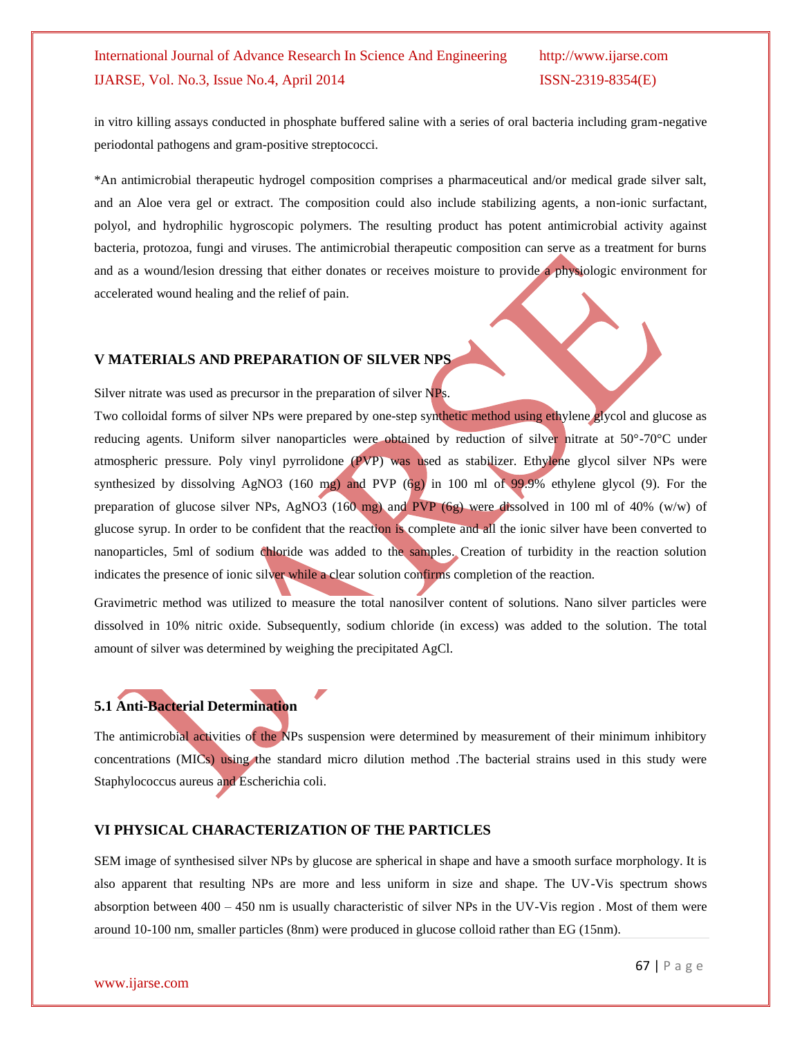in vitro killing assays conducted in phosphate buffered saline with a series of oral bacteria including gram-negative periodontal pathogens and gram-positive streptococci.

*An antimicrobial therapeutic hydrogel composition comprises a pharmaceutical and/or medical grade silver salt, and an Aloe vera gel or extract. The composition could also include stabilizing agents, a non-ionic surfactant, polyol, and hydrophilic hygroscopic polymers. The resulting product has potent antimicrobial activity against bacteria, protozoa, fungi and viruses. The antimicrobial therapeutic composition can serve as a treatment for burns and as a wound/lesion dressing that either donates or receives moisture to provide a physiologic environment for accelerated wound healing and the relief of pain.

## V MATERIALS AND PREPARATION OF SILVER NPS

Silver nitrate was used as precursor in the preparation of silver NPs.

Two colloidal forms of silver NPs were prepared by one-step synthetic method using ethylene glycol and glucose as reducing agents. Uniform silver nanoparticles were obtained by reduction of silver nitrate at 50°-70°C under atmospheric pressure. Poly vinyl pyrrolidone (PVP) was used as stabilizer. Ethylene glycol silver NPs were synthesized by dissolving $AgNO_3$ (160 mg) and PVP (6g) in 100 ml of 99.9% ethylene glycol (9). For the preparation of glucose silver NPs, $AgNO_3$ (160 mg) and PVP (6g) were dissolved in 100 ml of 40% (w/w) of glucose syrup. In order to be confident that the reaction is complete and all the ionic silver have been converted to nanoparticles, 5ml of sodium chloride was added to the samples. Creation of turbidity in the reaction solution indicates the presence of ionic silver while a clear solution confirms completion of the reaction.

Gravimetric method was utilized to measure the total nanosilver content of solutions. Nano silver particles were dissolved in 10% nitric oxide. Subsequently, sodium chloride (in excess) was added to the solution. The total amount of silver was determined by weighing the precipitated AgCl.

### 5.1 Anti-Bacterial Determination

The antimicrobial activities of the NPs suspension were determined by measurement of their minimum inhibitory concentrations (MICs) using the standard micro dilution method .The bacterial strains used in this study were Staphylococcus aureus and Escherichia coli.

## VI PHYSICAL CHARACTERIZATION OF THE PARTICLES

SEM image of synthesised silver NPs by glucose are spherical in shape and have a smooth surface morphology. It is also apparent that resulting NPs are more and less uniform in size and shape. The UV-Vis spectrum shows absorption between 400 – 450 nm is usually characteristic of silver NPs in the UV-Vis region . Most of them were around 10-100 nm, smaller particles (8nm) were produced in glucose colloid rather than EG (15nm).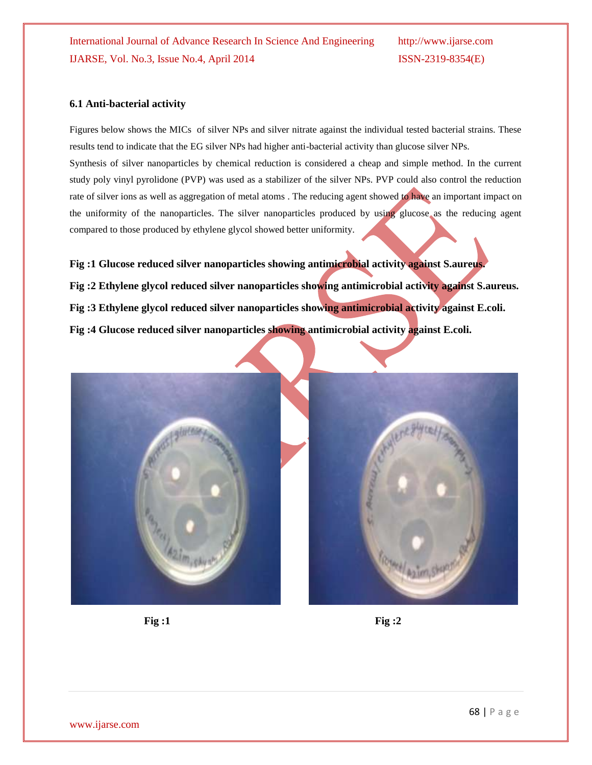### 6.1 Anti-bacterial activity

Figures below shows the MICs of silver NPs and silver nitrate against the individual tested bacterial strains. These results tend to indicate that the EG silver NPs had higher anti-bacterial activity than glucose silver NPs.

Synthesis of silver nanoparticles by chemical reduction is considered a cheap and simple method. In the current study poly vinyl pyrolidone (PVP) was used as a stabilizer of the silver NPs. PVP could also control the reduction rate of silver ions as well as aggregation of metal atoms . The reducing agent showed to have an important impact on the uniformity of the nanoparticles. The silver nanoparticles produced by using glucose as the reducing agent compared to those produced by ethylene glycol showed better uniformity.

**Fig :1 Glucose reduced silver nanoparticles showing antimicrobial activity against S.aureus.**

**Fig :2 Ethylene glycol reduced silver nanoparticles showing antimicrobial activity against S.aureus.**

**Fig :3 Ethylene glycol reduced silver nanoparticles showing antimicrobial activity against E.coli.**

**Fig :4 Glucose reduced silver nanoparticles showing antimicrobial activity against E.coli.**

**Fig :1**

**Fig :2**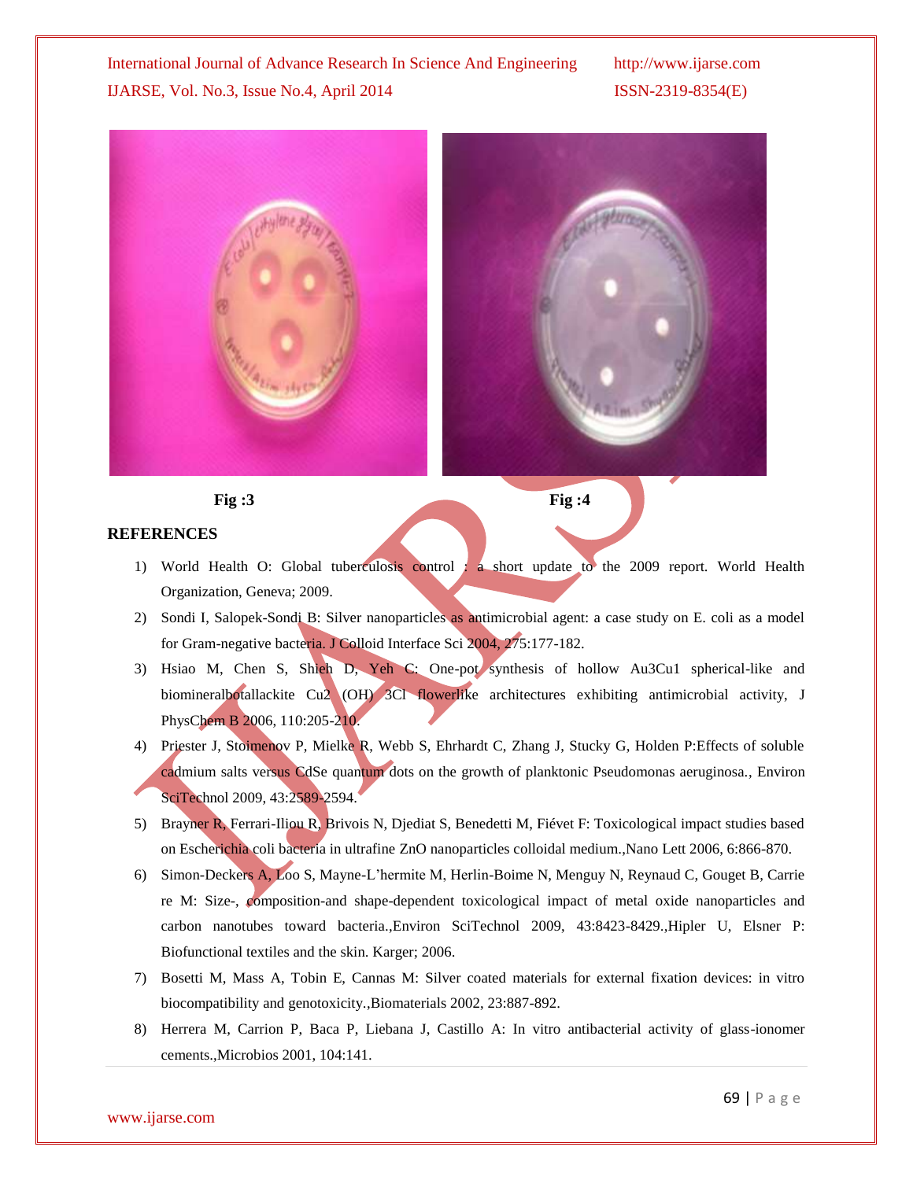Fig :3

Fig :4

## REFERENCES

1) World Health O: Global tuberculosis control : a short update to the 2009 report. World Health Organization, Geneva; 2009.
2) Sondi I, Salopek-Sondi B: Silver nanoparticles as antimicrobial agent: a case study on E. coli as a model for Gram-negative bacteria. J Colloid Interface Sci 2004, 275:177-182.
3) Hsiao M, Chen S, Shieh D, Yeh C: One-pot synthesis of hollow Au3Cu1 spherical-like and biomineralbotallackite Cu2 (OH) 3Cl flowerlike architectures exhibiting antimicrobial activity, J PhysChem B 2006, 110:205-210.
4) Priester J, Stoimenov P, Mielke R, Webb S, Ehrhardt C, Zhang J, Stucky G, Holden P:Effects of soluble cadmium salts versus CdSe quantum dots on the growth of planktonic Pseudomonas aeruginosa., Environ SciTechnol 2009, 43:2589-2594.
5) Brayner R, Ferrari-Iliou R, Brivois N, Djediat S, Benedetti M, Fiévet F: Toxicological impact studies based on Escherichia coli bacteria in ultrafine ZnO nanoparticles colloidal medium.,Nano Lett 2006, 6:866-870.
6) Simon-Deckers A, Loo S, Mayne-L'hermite M, Herlin-Boime N, Menguy N, Reynaud C, Gouget B, Carrie re M: Size-, composition-and shape-dependent toxicological impact of metal oxide nanoparticles and carbon nanotubes toward bacteria.,Environ SciTechnol 2009, 43:8423-8429.,Hipler U, Elsner P: Biofunctional textiles and the skin. Karger; 2006.
7) Bosetti M, Mass A, Tobin E, Cannas M: Silver coated materials for external fixation devices: in vitro biocompatibility and genotoxicity.,Biomaterials 2002, 23:887-892.
8) Herrera M, Carrion P, Baca P, Liebana J, Castillo A: In vitro antibacterial activity of glass-ionomer cements.,Microbios 2001, 104:141.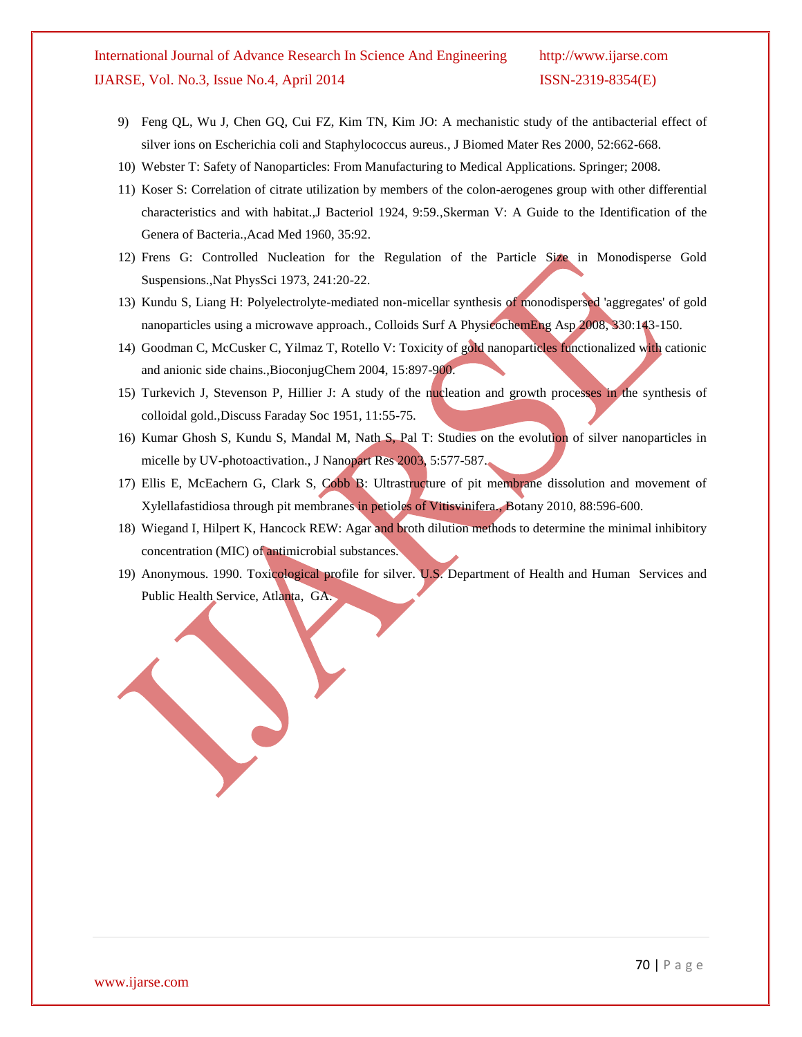9) Feng QL, Wu J, Chen GQ, Cui FZ, Kim TN, Kim JO: A mechanistic study of the antibacterial effect of silver ions on Escherichia coli and Staphylococcus aureus., J Biomed Mater Res 2000, 52:662-668.
10) Webster T: Safety of Nanoparticles: From Manufacturing to Medical Applications. Springer; 2008.
11) Koser S: Correlation of citrate utilization by members of the colon-aerogenes group with other differential characteristics and with habitat.,J Bacteriol 1924, 9:59.,Skerman V: A Guide to the Identification of the Genera of Bacteria.,Acad Med 1960, 35:92.
12) Frens G: Controlled Nucleation for the Regulation of the Particle Size in Monodisperse Gold Suspensions.,Nat PhysSci 1973, 241:20-22.
13) Kundu S, Liang H: Polyelectrolyte-mediated non-micellar synthesis of monodispersed 'aggregates' of gold nanoparticles using a microwave approach., Colloids Surf A PhysicochemEng Asp 2008, 330:143-150.
14) Goodman C, McCusker C, Yilmaz T, Rotello V: Toxicity of gold nanoparticles functionalized with cationic and anionic side chains.,BioconjugChem 2004, 15:897-900.
15) Turkevich J, Stevenson P, Hillier J: A study of the nucleation and growth processes in the synthesis of colloidal gold.,Discuss Faraday Soc 1951, 11:55-75.
16) Kumar Ghosh S, Kundu S, Mandal M, Nath S, Pal T: Studies on the evolution of silver nanoparticles in micelle by UV-photoactivation., J Nanopart Res 2003, 5:577-587.
17) Ellis E, McEachern G, Clark S, Cobb B: Ultrastructure of pit membrane dissolution and movement of Xylellafastidiosa through pit membranes in petioles of Vitisvinifera., Botany 2010, 88:596-600.
18) Wiegand I, Hilpert K, Hancock REW: Agar and broth dilution methods to determine the minimal inhibitory concentration (MIC) of antimicrobial substances.
19) Anonymous. 1990. Toxicological profile for silver. U.S. Department of Health and Human Services and Public Health Service, Atlanta, GA.